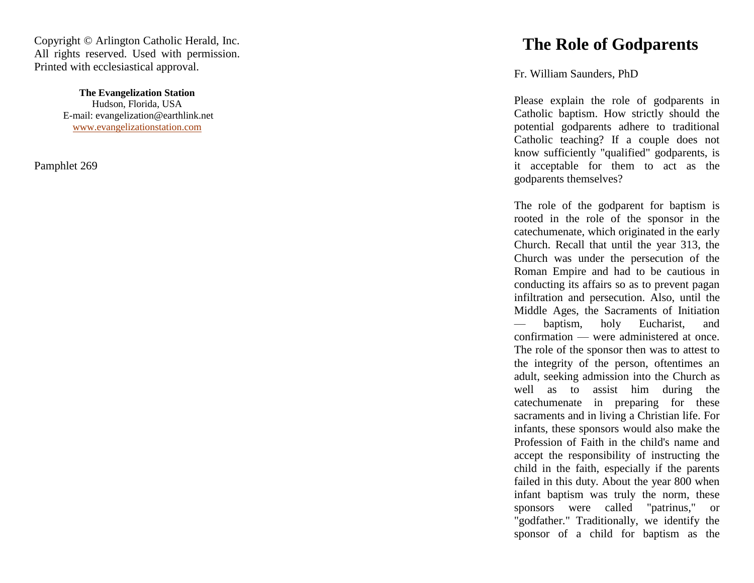Copyright © Arlington Catholic Herald, Inc. All rights reserved. Used with permission. Printed with ecclesiastical approval.

**The Evangelization Station**
Hudson, Florida, USA
E-mail: evangelization@earthlink.net
www.evangelizationstation.com

Pamphlet 269

# The Role of Godparents

Fr. William Saunders, PhD

Please explain the role of godparents in Catholic baptism. How strictly should the potential godparents adhere to traditional Catholic teaching? If a couple does not know sufficiently "qualified" godparents, is it acceptable for them to act as the godparents themselves?

The role of the godparent for baptism is rooted in the role of the sponsor in the catechumenate, which originated in the early Church. Recall that until the year 313, the Church was under the persecution of the Roman Empire and had to be cautious in conducting its affairs so as to prevent pagan infiltration and persecution. Also, until the Middle Ages, the Sacraments of Initiation — baptism, holy Eucharist, and confirmation — were administered at once. The role of the sponsor then was to attest to the integrity of the person, oftentimes an adult, seeking admission into the Church as well as to assist him during the catechumenate in preparing for these sacraments and in living a Christian life. For infants, these sponsors would also make the Profession of Faith in the child's name and accept the responsibility of instructing the child in the faith, especially if the parents failed in this duty. About the year 800 when infant baptism was truly the norm, these sponsors were called "patrinus," or "godfather." Traditionally, we identify the sponsor of a child for baptism as the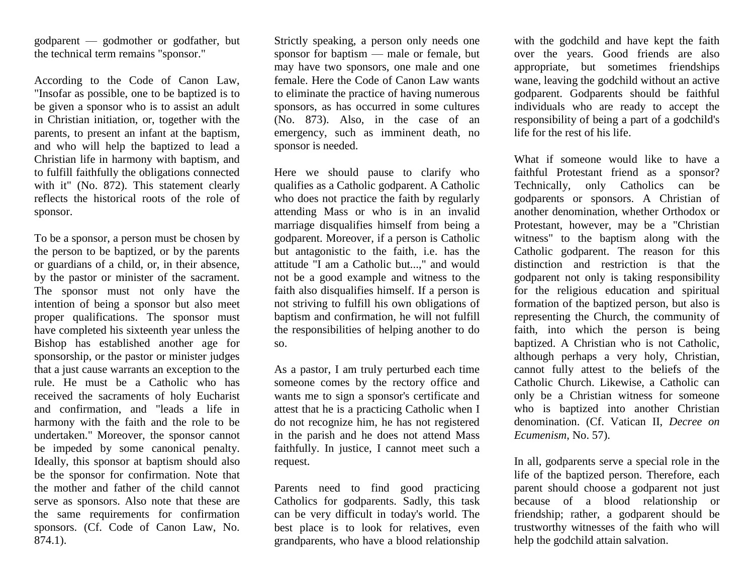godparent — godmother or godfather, but the technical term remains "sponsor."

According to the Code of Canon Law, "Insofar as possible, one to be baptized is to be given a sponsor who is to assist an adult in Christian initiation, or, together with the parents, to present an infant at the baptism, and who will help the baptized to lead a Christian life in harmony with baptism, and to fulfill faithfully the obligations connected with it" (No. 872). This statement clearly reflects the historical roots of the role of sponsor.

To be a sponsor, a person must be chosen by the person to be baptized, or by the parents or guardians of a child, or, in their absence, by the pastor or minister of the sacrament. The sponsor must not only have the intention of being a sponsor but also meet proper qualifications. The sponsor must have completed his sixteenth year unless the Bishop has established another age for sponsorship, or the pastor or minister judges that a just cause warrants an exception to the rule. He must be a Catholic who has received the sacraments of holy Eucharist and confirmation, and "leads a life in harmony with the faith and the role to be undertaken." Moreover, the sponsor cannot be impeded by some canonical penalty. Ideally, this sponsor at baptism should also be the sponsor for confirmation. Note that the mother and father of the child cannot serve as sponsors. Also note that these are the same requirements for confirmation sponsors. (Cf. Code of Canon Law, No. 874.1).

Strictly speaking, a person only needs one sponsor for baptism — male or female, but may have two sponsors, one male and one female. Here the Code of Canon Law wants to eliminate the practice of having numerous sponsors, as has occurred in some cultures (No. 873). Also, in the case of an emergency, such as imminent death, no sponsor is needed.

Here we should pause to clarify who qualifies as a Catholic godparent. A Catholic who does not practice the faith by regularly attending Mass or who is in an invalid marriage disqualifies himself from being a godparent. Moreover, if a person is Catholic but antagonistic to the faith, i.e. has the attitude "I am a Catholic but...," and would not be a good example and witness to the faith also disqualifies himself. If a person is not striving to fulfill his own obligations of baptism and confirmation, he will not fulfill the responsibilities of helping another to do so.

As a pastor, I am truly perturbed each time someone comes by the rectory office and wants me to sign a sponsor's certificate and attest that he is a practicing Catholic when I do not recognize him, he has not registered in the parish and he does not attend Mass faithfully. In justice, I cannot meet such a request.

Parents need to find good practicing Catholics for godparents. Sadly, this task can be very difficult in today's world. The best place is to look for relatives, even grandparents, who have a blood relationship with the godchild and have kept the faith over the years. Good friends are also appropriate, but sometimes friendships wane, leaving the godchild without an active godparent. Godparents should be faithful individuals who are ready to accept the responsibility of being a part of a godchild's life for the rest of his life.

What if someone would like to have a faithful Protestant friend as a sponsor? Technically, only Catholics can be godparents or sponsors. A Christian of another denomination, whether Orthodox or Protestant, however, may be a "Christian witness" to the baptism along with the Catholic godparent. The reason for this distinction and restriction is that the godparent not only is taking responsibility for the religious education and spiritual formation of the baptized person, but also is representing the Church, the community of faith, into which the person is being baptized. A Christian who is not Catholic, although perhaps a very holy, Christian, cannot fully attest to the beliefs of the Catholic Church. Likewise, a Catholic can only be a Christian witness for someone who is baptized into another Christian denomination. (Cf. Vatican II, *Decree on Ecumenism*, No. 57).

In all, godparents serve a special role in the life of the baptized person. Therefore, each parent should choose a godparent not just because of a blood relationship or friendship; rather, a godparent should be trustworthy witnesses of the faith who will help the godchild attain salvation.